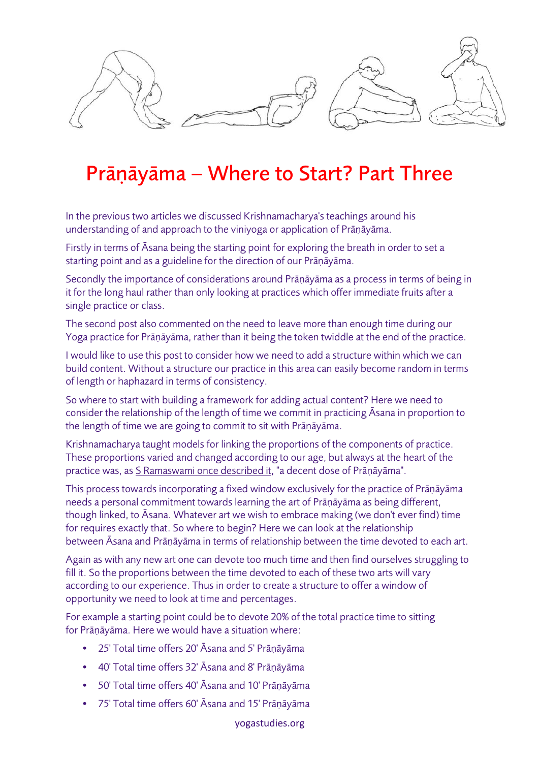# Prāṇāyāma – Where to Start? Part Three

In the previous two articles we discussed Krishnamacharya's teachings around his understanding of and approach to the viniyoga or application of Prāṇāyāma.

Firstly in terms of Āsana being the starting point for exploring the breath in order to set a starting point and as a guideline for the direction of our Prāṇāyāma.

Secondly the importance of considerations around Prāṇāyāma as a process in terms of being in it for the long haul rather than only looking at practices which offer immediate fruits after a single practice or class.

The second post also commented on the need to leave more than enough time during our Yoga practice for Prāṇāyāma, rather than it being the token twiddle at the end of the practice.

I would like to use this post to consider how we need to add a structure within which we can build content. Without a structure our practice in this area can easily become random in terms of length or haphazard in terms of consistency.

So where to start with building a framework for adding actual content? Here we need to consider the relationship of the length of time we commit in practicing Āsana in proportion to the length of time we are going to commit to sit with Prāṇāyāma.

Krishnamacharya taught models for linking the proportions of the components of practice. These proportions varied and changed according to our age, but always at the heart of the practice was, as S Ramaswami once described it, "a decent dose of Prāṇāyāma".

This process towards incorporating a fixed window exclusively for the practice of Prāṇāyāma needs a personal commitment towards learning the art of Prāṇāyāma as being different, though linked, to Āsana. Whatever art we wish to embrace making (we don't ever find) time for requires exactly that. So where to begin? Here we can look at the relationship between Āsana and Prāṇāyāma in terms of relationship between the time devoted to each art.

Again as with any new art one can devote too much time and then find ourselves struggling to fill it. So the proportions between the time devoted to each of these two arts will vary according to our experience. Thus in order to create a structure to offer a window of opportunity we need to look at time and percentages.

For example a starting point could be to devote 20% of the total practice time to sitting for Prāṇāyāma. Here we would have a situation where:

- 25' Total time offers 20' Āsana and 5' Prāṇāyāma
- 40' Total time offers 32' Āsana and 8' Prāṇāyāma
- 50' Total time offers 40' Āsana and 10' Prāṇāyāma
- 75' Total time offers 60' Āsana and 15' Prāṇāyāma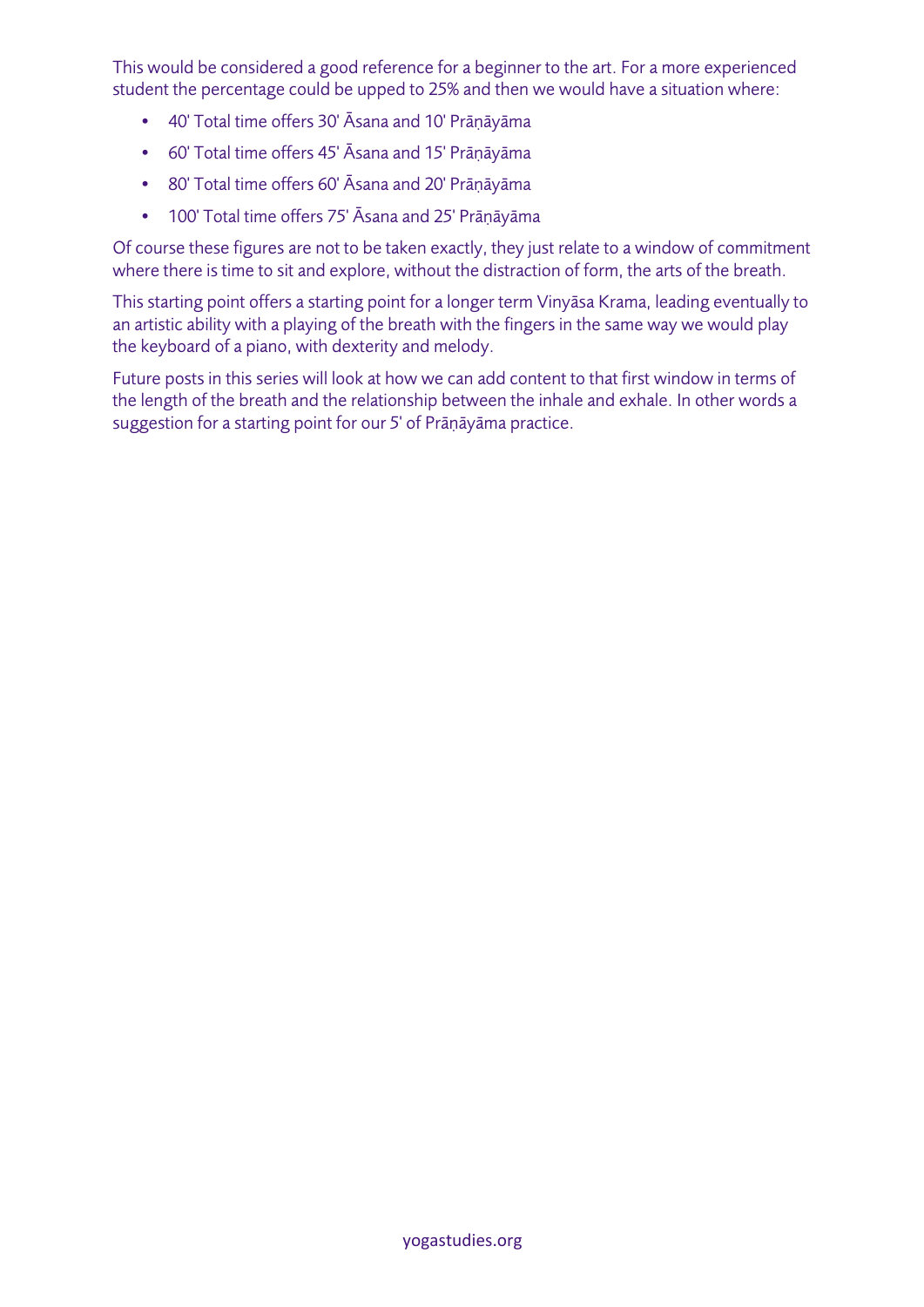This would be considered a good reference for a beginner to the art. For a more experienced student the percentage could be upped to 25% and then we would have a situation where:

- 40' Total time offers 30' Āsana and 10' Prāṇāyāma
- 60' Total time offers 45' Āsana and 15' Prāṇāyāma
- 80' Total time offers 60' Āsana and 20' Prāṇāyāma
- 100' Total time offers 75' Āsana and 25' Prāṇāyāma

Of course these figures are not to be taken exactly, they just relate to a window of commitment where there is time to sit and explore, without the distraction of form, the arts of the breath.

This starting point offers a starting point for a longer term Vinyāsa Krama, leading eventually to an artistic ability with a playing of the breath with the fingers in the same way we would play the keyboard of a piano, with dexterity and melody.

Future posts in this series will look at how we can add content to that first window in terms of the length of the breath and the relationship between the inhale and exhale. In other words a suggestion for a starting point for our 5' of Prāṇāyāma practice.